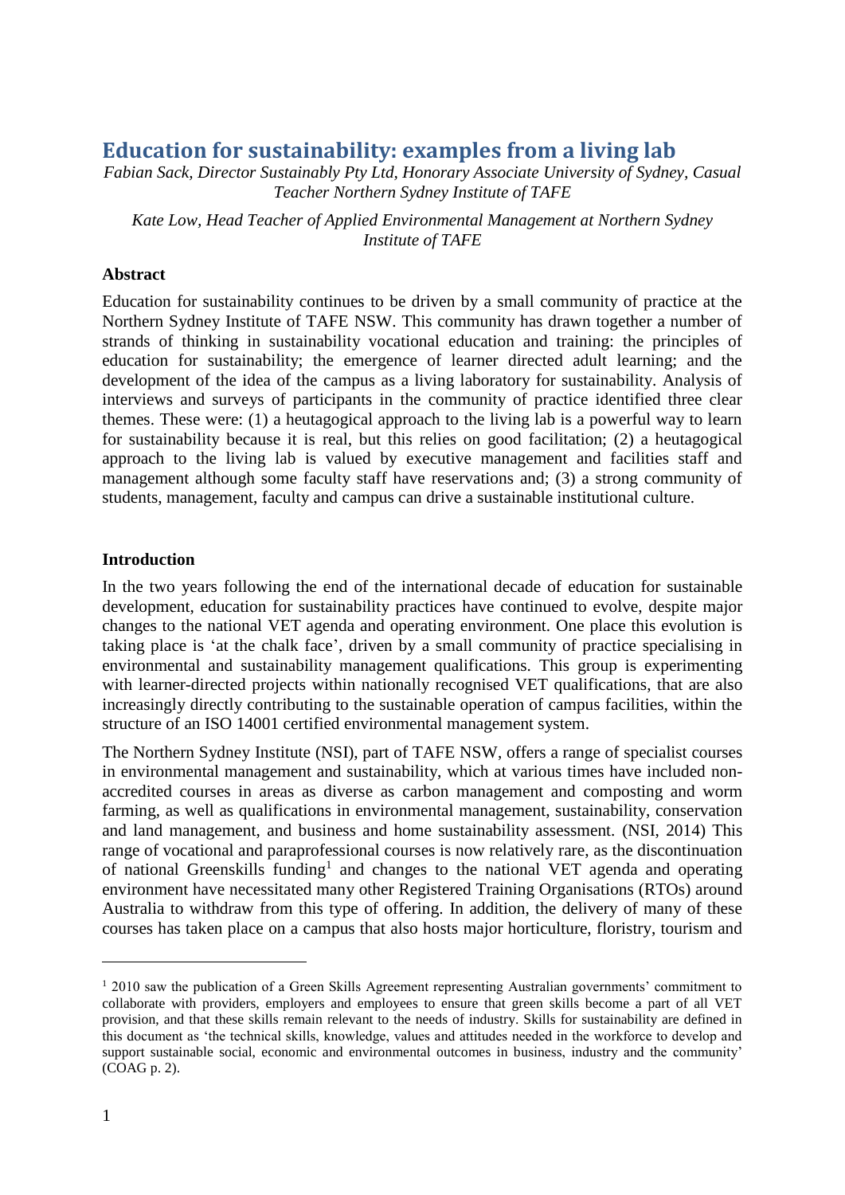# Education for sustainability: examples from a living lab

*Fabian Sack, Director Sustainably Pty Ltd, Honorary Associate University of Sydney, Casual Teacher Northern Sydney Institute of TAFE*

*Kate Low, Head Teacher of Applied Environmental Management at Northern Sydney Institute of TAFE*

**Abstract**

Education for sustainability continues to be driven by a small community of practice at the Northern Sydney Institute of TAFE NSW. This community has drawn together a number of strands of thinking in sustainability vocational education and training: the principles of education for sustainability; the emergence of learner directed adult learning; and the development of the idea of the campus as a living laboratory for sustainability. Analysis of interviews and surveys of participants in the community of practice identified three clear themes. These were: (1) a heutagogical approach to the living lab is a powerful way to learn for sustainability because it is real, but this relies on good facilitation; (2) a heutagogical approach to the living lab is valued by executive management and facilities staff and management although some faculty staff have reservations and; (3) a strong community of students, management, faculty and campus can drive a sustainable institutional culture.

**Introduction**

In the two years following the end of the international decade of education for sustainable development, education for sustainability practices have continued to evolve, despite major changes to the national VET agenda and operating environment. One place this evolution is taking place is 'at the chalk face', driven by a small community of practice specialising in environmental and sustainability management qualifications. This group is experimenting with learner-directed projects within nationally recognised VET qualifications, that are also increasingly directly contributing to the sustainable operation of campus facilities, within the structure of an ISO 14001 certified environmental management system.

The Northern Sydney Institute (NSI), part of TAFE NSW, offers a range of specialist courses in environmental management and sustainability, which at various times have included non-accredited courses in areas as diverse as carbon management and composting and worm farming, as well as qualifications in environmental management, sustainability, conservation and land management, and business and home sustainability assessment. (NSI, 2014) This range of vocational and paraprofessional courses is now relatively rare, as the discontinuation of national Greenskills funding[1] and changes to the national VET agenda and operating environment have necessitated many other Registered Training Organisations (RTOs) around Australia to withdraw from this type of offering. In addition, the delivery of many of these courses has taken place on a campus that also hosts major horticulture, floristry, tourism and

[1] 2010 saw the publication of a Green Skills Agreement representing Australian governments' commitment to collaborate with providers, employers and employees to ensure that green skills become a part of all VET provision, and that these skills remain relevant to the needs of industry. Skills for sustainability are defined in this document as 'the technical skills, knowledge, values and attitudes needed in the workforce to develop and support sustainable social, economic and environmental outcomes in business, industry and the community' (COAG p. 2).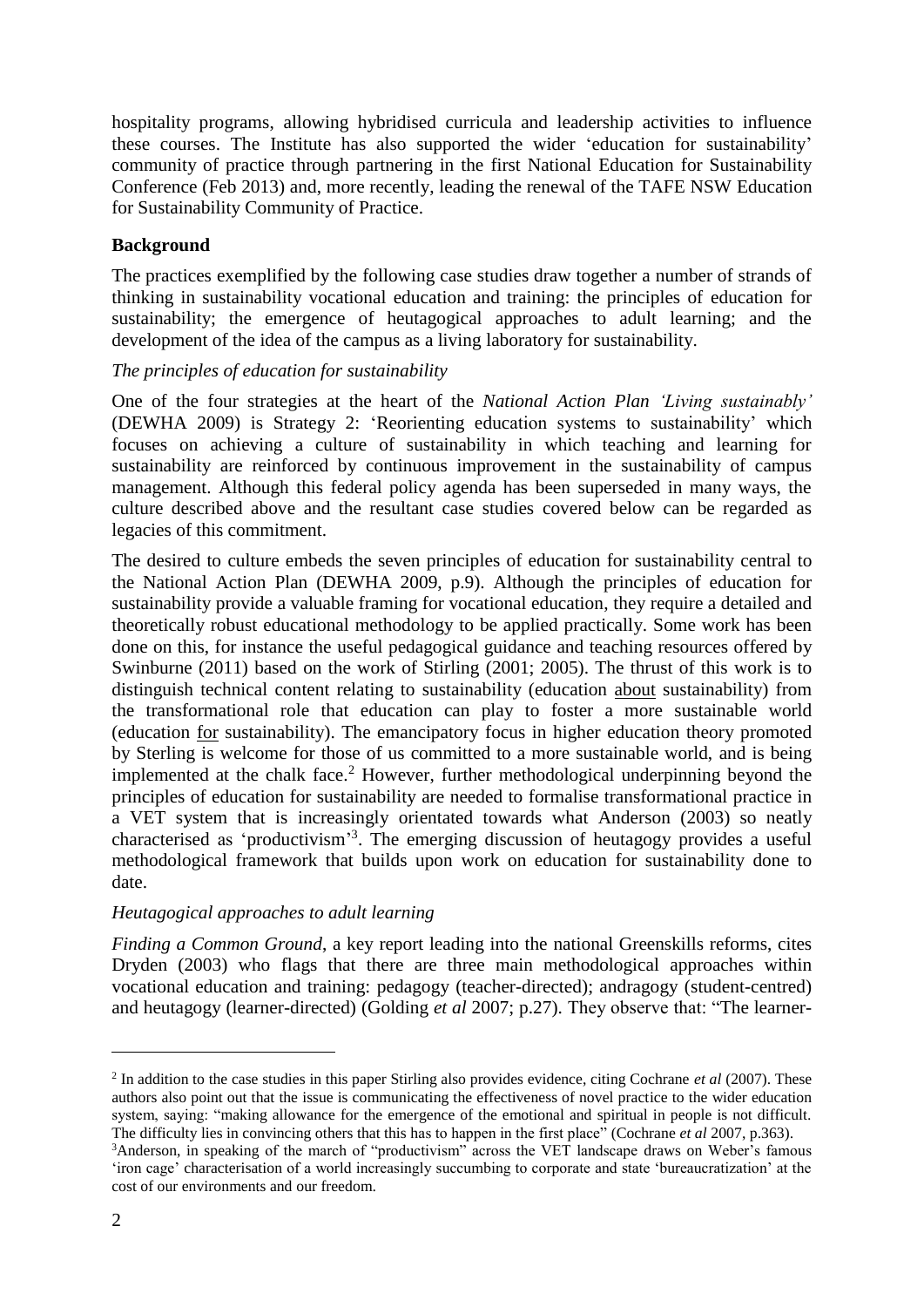hospitality programs, allowing hybridised curricula and leadership activities to influence these courses. The Institute has also supported the wider 'education for sustainability' community of practice through partnering in the first National Education for Sustainability Conference (Feb 2013) and, more recently, leading the renewal of the TAFE NSW Education for Sustainability Community of Practice.

**Background**

The practices exemplified by the following case studies draw together a number of strands of thinking in sustainability vocational education and training: the principles of education for sustainability; the emergence of heutagogical approaches to adult learning; and the development of the idea of the campus as a living laboratory for sustainability.

*The principles of education for sustainability*

One of the four strategies at the heart of the *National Action Plan 'Living sustainably'* (DEWHA 2009) is Strategy 2: 'Reorienting education systems to sustainability' which focuses on achieving a culture of sustainability in which teaching and learning for sustainability are reinforced by continuous improvement in the sustainability of campus management. Although this federal policy agenda has been superseded in many ways, the culture described above and the resultant case studies covered below can be regarded as legacies of this commitment.

The desired to culture embeds the seven principles of education for sustainability central to the National Action Plan (DEWHA 2009, p.9). Although the principles of education for sustainability provide a valuable framing for vocational education, they require a detailed and theoretically robust educational methodology to be applied practically. Some work has been done on this, for instance the useful pedagogical guidance and teaching resources offered by Swinburne (2011) based on the work of Stirling (2001; 2005). The thrust of this work is to distinguish technical content relating to sustainability (education <u>about</u> sustainability) from the transformational role that education can play to foster a more sustainable world (education <u>for</u> sustainability). The emancipatory focus in higher education theory promoted by Sterling is welcome for those of us committed to a more sustainable world, and is being implemented at the chalk face.[2] However, further methodological underpinning beyond the principles of education for sustainability are needed to formalise transformational practice in a VET system that is increasingly orientated towards what Anderson (2003) so neatly characterised as 'productivism'[3]. The emerging discussion of heutagogy provides a useful methodological framework that builds upon work on education for sustainability done to date.

*Heutagogical approaches to adult learning*

*Finding a Common Ground*, a key report leading into the national Greenskills reforms, cites Dryden (2003) who flags that there are three main methodological approaches within vocational education and training: pedagogy (teacher-directed); andragogy (student-centred) and heutagogy (learner-directed) (Golding *et al* 2007; p.27). They observe that: "The learner-

---

[2] In addition to the case studies in this paper Stirling also provides evidence, citing Cochrane *et al* (2007). These authors also point out that the issue is communicating the effectiveness of novel practice to the wider education system, saying: "making allowance for the emergence of the emotional and spiritual in people is not difficult. The difficulty lies in convincing others that this has to happen in the first place" (Cochrane *et al* 2007, p.363).

[3] Anderson, in speaking of the march of "productivism" across the VET landscape draws on Weber's famous 'iron cage' characterisation of a world increasingly succumbing to corporate and state 'bureaucratization' at the cost of our environments and our freedom.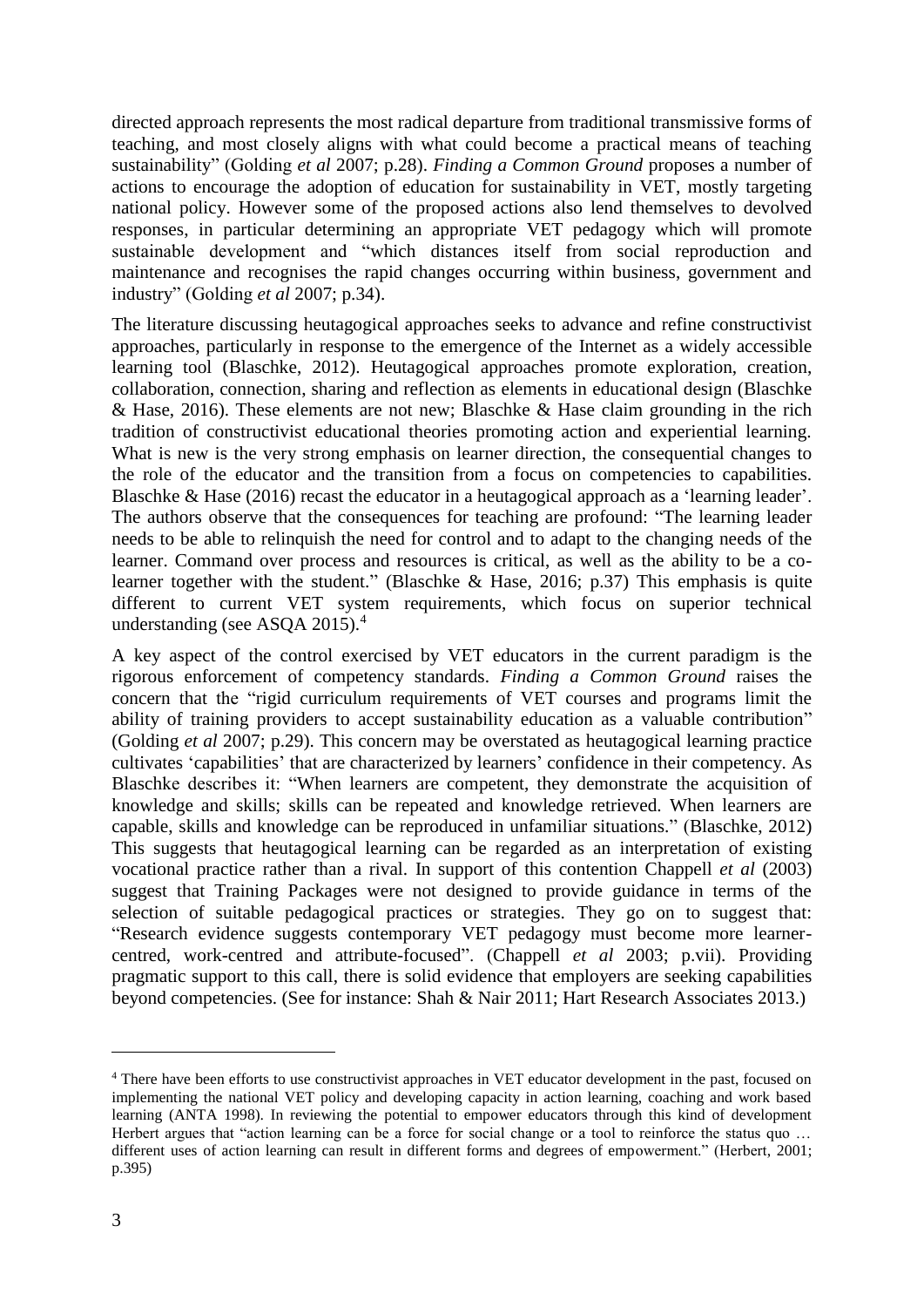directed approach represents the most radical departure from traditional transmissive forms of teaching, and most closely aligns with what could become a practical means of teaching sustainability" (Golding *et al* 2007; p.28). *Finding a Common Ground* proposes a number of actions to encourage the adoption of education for sustainability in VET, mostly targeting national policy. However some of the proposed actions also lend themselves to devolved responses, in particular determining an appropriate VET pedagogy which will promote sustainable development and "which distances itself from social reproduction and maintenance and recognises the rapid changes occurring within business, government and industry" (Golding *et al* 2007; p.34).

The literature discussing heutagogical approaches seeks to advance and refine constructivist approaches, particularly in response to the emergence of the Internet as a widely accessible learning tool (Blaschke, 2012). Heutagogical approaches promote exploration, creation, collaboration, connection, sharing and reflection as elements in educational design (Blaschke & Hase, 2016). These elements are not new; Blaschke & Hase claim grounding in the rich tradition of constructivist educational theories promoting action and experiential learning. What is new is the very strong emphasis on learner direction, the consequential changes to the role of the educator and the transition from a focus on competencies to capabilities. Blaschke & Hase (2016) recast the educator in a heutagogical approach as a 'learning leader'. The authors observe that the consequences for teaching are profound: "The learning leader needs to be able to relinquish the need for control and to adapt to the changing needs of the learner. Command over process and resources is critical, as well as the ability to be a co-learner together with the student." (Blaschke & Hase, 2016; p.37) This emphasis is quite different to current VET system requirements, which focus on superior technical understanding (see ASQA 2015).[4]

A key aspect of the control exercised by VET educators in the current paradigm is the rigorous enforcement of competency standards. *Finding a Common Ground* raises the concern that the "rigid curriculum requirements of VET courses and programs limit the ability of training providers to accept sustainability education as a valuable contribution" (Golding *et al* 2007; p.29). This concern may be overstated as heutagogical learning practice cultivates 'capabilities' that are characterized by learners' confidence in their competency. As Blaschke describes it: "When learners are competent, they demonstrate the acquisition of knowledge and skills; skills can be repeated and knowledge retrieved. When learners are capable, skills and knowledge can be reproduced in unfamiliar situations." (Blaschke, 2012) This suggests that heutagogical learning can be regarded as an interpretation of existing vocational practice rather than a rival. In support of this contention Chappell *et al* (2003) suggest that Training Packages were not designed to provide guidance in terms of the selection of suitable pedagogical practices or strategies. They go on to suggest that: "Research evidence suggests contemporary VET pedagogy must become more learner-centred, work-centred and attribute-focused". (Chappell *et al* 2003; p.vii). Providing pragmatic support to this call, there is solid evidence that employers are seeking capabilities beyond competencies. (See for instance: Shah & Nair 2011; Hart Research Associates 2013.)

---

[4] There have been efforts to use constructivist approaches in VET educator development in the past, focused on implementing the national VET policy and developing capacity in action learning, coaching and work based learning (ANTA 1998). In reviewing the potential to empower educators through this kind of development Herbert argues that "action learning can be a force for social change or a tool to reinforce the status quo … different uses of action learning can result in different forms and degrees of empowerment." (Herbert, 2001; p.395)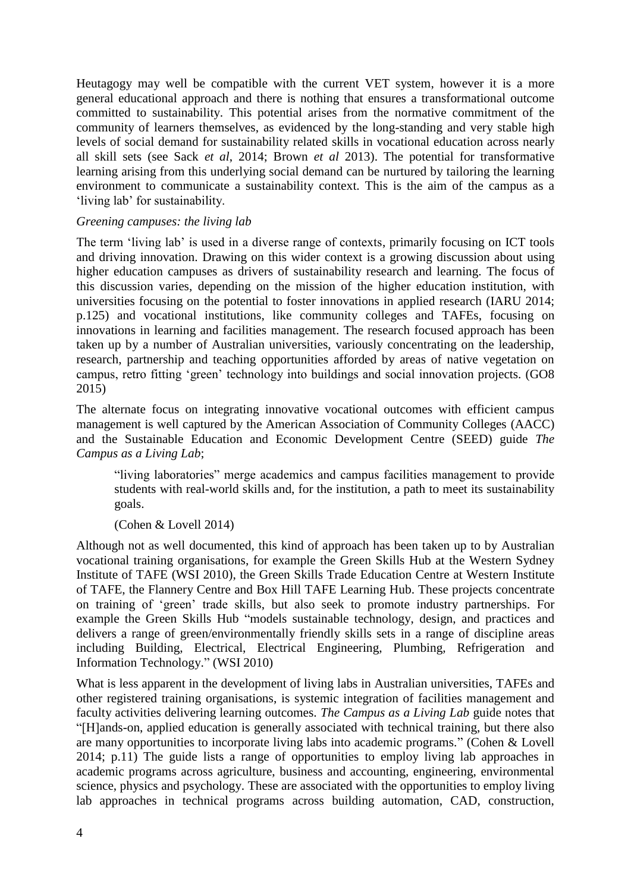Heutagogy may well be compatible with the current VET system, however it is a more general educational approach and there is nothing that ensures a transformational outcome committed to sustainability. This potential arises from the normative commitment of the community of learners themselves, as evidenced by the long-standing and very stable high levels of social demand for sustainability related skills in vocational education across nearly all skill sets (see Sack *et al*, 2014; Brown *et al* 2013). The potential for transformative learning arising from this underlying social demand can be nurtured by tailoring the learning environment to communicate a sustainability context. This is the aim of the campus as a 'living lab' for sustainability.

*Greening campuses: the living lab*

The term 'living lab' is used in a diverse range of contexts, primarily focusing on ICT tools and driving innovation. Drawing on this wider context is a growing discussion about using higher education campuses as drivers of sustainability research and learning. The focus of this discussion varies, depending on the mission of the higher education institution, with universities focusing on the potential to foster innovations in applied research (IARU 2014; p.125) and vocational institutions, like community colleges and TAFEs, focusing on innovations in learning and facilities management. The research focused approach has been taken up by a number of Australian universities, variously concentrating on the leadership, research, partnership and teaching opportunities afforded by areas of native vegetation on campus, retro fitting 'green' technology into buildings and social innovation projects. (GO8 2015)

The alternate focus on integrating innovative vocational outcomes with efficient campus management is well captured by the American Association of Community Colleges (AACC) and the Sustainable Education and Economic Development Centre (SEED) guide *The Campus as a Living Lab*;

> "living laboratories" merge academics and campus facilities management to provide students with real-world skills and, for the institution, a path to meet its sustainability goals.
>
> (Cohen & Lovell 2014)

Although not as well documented, this kind of approach has been taken up to by Australian vocational training organisations, for example the Green Skills Hub at the Western Sydney Institute of TAFE (WSI 2010), the Green Skills Trade Education Centre at Western Institute of TAFE, the Flannery Centre and Box Hill TAFE Learning Hub. These projects concentrate on training of 'green' trade skills, but also seek to promote industry partnerships. For example the Green Skills Hub "models sustainable technology, design, and practices and delivers a range of green/environmentally friendly skills sets in a range of discipline areas including Building, Electrical, Electrical Engineering, Plumbing, Refrigeration and Information Technology." (WSI 2010)

What is less apparent in the development of living labs in Australian universities, TAFEs and other registered training organisations, is systemic integration of facilities management and faculty activities delivering learning outcomes. *The Campus as a Living Lab* guide notes that "[H]ands-on, applied education is generally associated with technical training, but there also are many opportunities to incorporate living labs into academic programs." (Cohen & Lovell 2014; p.11) The guide lists a range of opportunities to employ living lab approaches in academic programs across agriculture, business and accounting, engineering, environmental science, physics and psychology. These are associated with the opportunities to employ living lab approaches in technical programs across building automation, CAD, construction,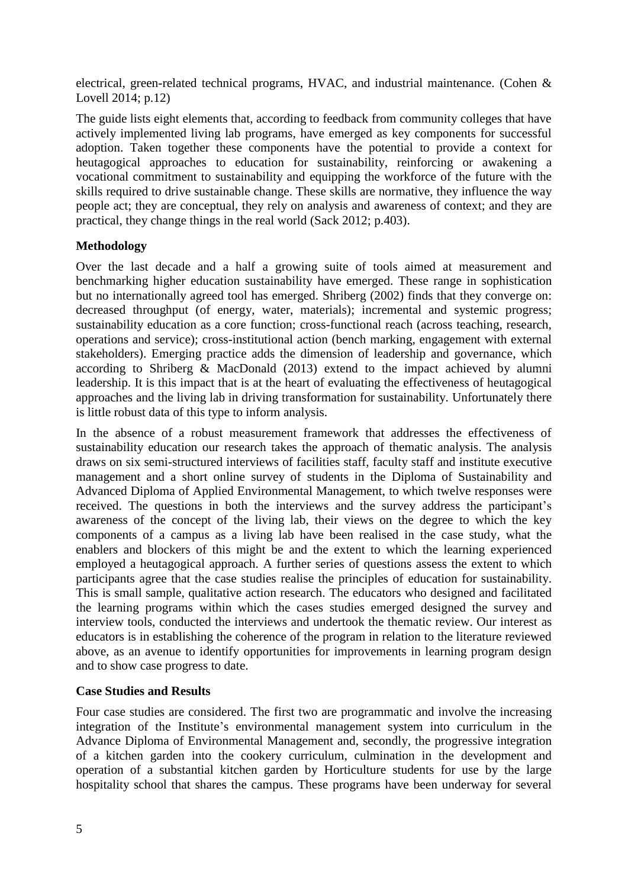electrical, green-related technical programs, HVAC, and industrial maintenance. (Cohen & Lovell 2014; p.12)

The guide lists eight elements that, according to feedback from community colleges that have actively implemented living lab programs, have emerged as key components for successful adoption. Taken together these components have the potential to provide a context for heutagogical approaches to education for sustainability, reinforcing or awakening a vocational commitment to sustainability and equipping the workforce of the future with the skills required to drive sustainable change. These skills are normative, they influence the way people act; they are conceptual, they rely on analysis and awareness of context; and they are practical, they change things in the real world (Sack 2012; p.403).

## Methodology

Over the last decade and a half a growing suite of tools aimed at measurement and benchmarking higher education sustainability have emerged. These range in sophistication but no internationally agreed tool has emerged. Shriberg (2002) finds that they converge on: decreased throughput (of energy, water, materials); incremental and systemic progress; sustainability education as a core function; cross-functional reach (across teaching, research, operations and service); cross-institutional action (bench marking, engagement with external stakeholders). Emerging practice adds the dimension of leadership and governance, which according to Shriberg & MacDonald (2013) extend to the impact achieved by alumni leadership. It is this impact that is at the heart of evaluating the effectiveness of heutagogical approaches and the living lab in driving transformation for sustainability. Unfortunately there is little robust data of this type to inform analysis.

In the absence of a robust measurement framework that addresses the effectiveness of sustainability education our research takes the approach of thematic analysis. The analysis draws on six semi-structured interviews of facilities staff, faculty staff and institute executive management and a short online survey of students in the Diploma of Sustainability and Advanced Diploma of Applied Environmental Management, to which twelve responses were received. The questions in both the interviews and the survey address the participant's awareness of the concept of the living lab, their views on the degree to which the key components of a campus as a living lab have been realised in the case study, what the enablers and blockers of this might be and the extent to which the learning experienced employed a heutagogical approach. A further series of questions assess the extent to which participants agree that the case studies realise the principles of education for sustainability. This is small sample, qualitative action research. The educators who designed and facilitated the learning programs within which the cases studies emerged designed the survey and interview tools, conducted the interviews and undertook the thematic review. Our interest as educators is in establishing the coherence of the program in relation to the literature reviewed above, as an avenue to identify opportunities for improvements in learning program design and to show case progress to date.

## Case Studies and Results

Four case studies are considered. The first two are programmatic and involve the increasing integration of the Institute's environmental management system into curriculum in the Advance Diploma of Environmental Management and, secondly, the progressive integration of a kitchen garden into the cookery curriculum, culmination in the development and operation of a substantial kitchen garden by Horticulture students for use by the large hospitality school that shares the campus. These programs have been underway for several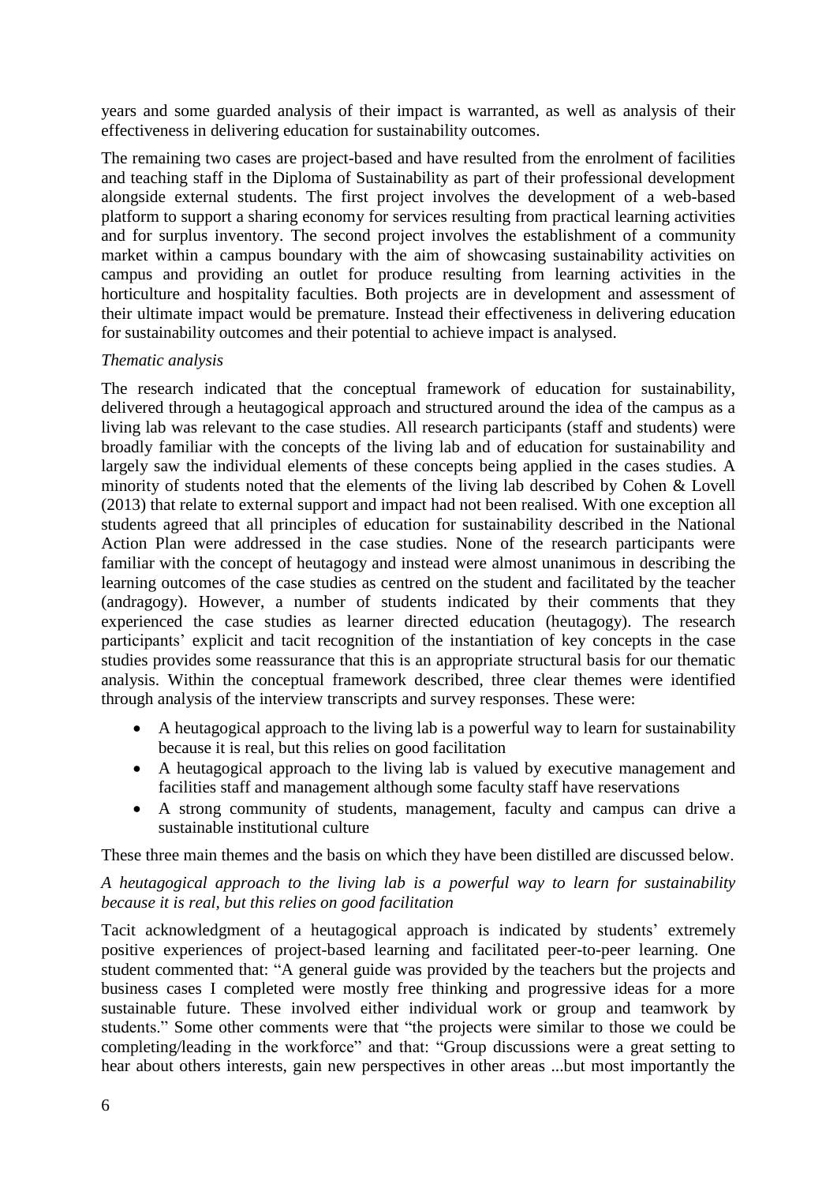years and some guarded analysis of their impact is warranted, as well as analysis of their effectiveness in delivering education for sustainability outcomes.

The remaining two cases are project-based and have resulted from the enrolment of facilities and teaching staff in the Diploma of Sustainability as part of their professional development alongside external students. The first project involves the development of a web-based platform to support a sharing economy for services resulting from practical learning activities and for surplus inventory. The second project involves the establishment of a community market within a campus boundary with the aim of showcasing sustainability activities on campus and providing an outlet for produce resulting from learning activities in the horticulture and hospitality faculties. Both projects are in development and assessment of their ultimate impact would be premature. Instead their effectiveness in delivering education for sustainability outcomes and their potential to achieve impact is analysed.

*Thematic analysis*

The research indicated that the conceptual framework of education for sustainability, delivered through a heutagogical approach and structured around the idea of the campus as a living lab was relevant to the case studies. All research participants (staff and students) were broadly familiar with the concepts of the living lab and of education for sustainability and largely saw the individual elements of these concepts being applied in the cases studies. A minority of students noted that the elements of the living lab described by Cohen & Lovell (2013) that relate to external support and impact had not been realised. With one exception all students agreed that all principles of education for sustainability described in the National Action Plan were addressed in the case studies. None of the research participants were familiar with the concept of heutagogy and instead were almost unanimous in describing the learning outcomes of the case studies as centred on the student and facilitated by the teacher (andragogy). However, a number of students indicated by their comments that they experienced the case studies as learner directed education (heutagogy). The research participants' explicit and tacit recognition of the instantiation of key concepts in the case studies provides some reassurance that this is an appropriate structural basis for our thematic analysis. Within the conceptual framework described, three clear themes were identified through analysis of the interview transcripts and survey responses. These were:

- A heutagogical approach to the living lab is a powerful way to learn for sustainability because it is real, but this relies on good facilitation
- A heutagogical approach to the living lab is valued by executive management and facilities staff and management although some faculty staff have reservations
- A strong community of students, management, faculty and campus can drive a sustainable institutional culture

These three main themes and the basis on which they have been distilled are discussed below.

*A heutagogical approach to the living lab is a powerful way to learn for sustainability because it is real, but this relies on good facilitation*

Tacit acknowledgment of a heutagogical approach is indicated by students' extremely positive experiences of project-based learning and facilitated peer-to-peer learning. One student commented that: "A general guide was provided by the teachers but the projects and business cases I completed were mostly free thinking and progressive ideas for a more sustainable future. These involved either individual work or group and teamwork by students." Some other comments were that "the projects were similar to those we could be completing/leading in the workforce" and that: "Group discussions were a great setting to hear about others interests, gain new perspectives in other areas ...but most importantly the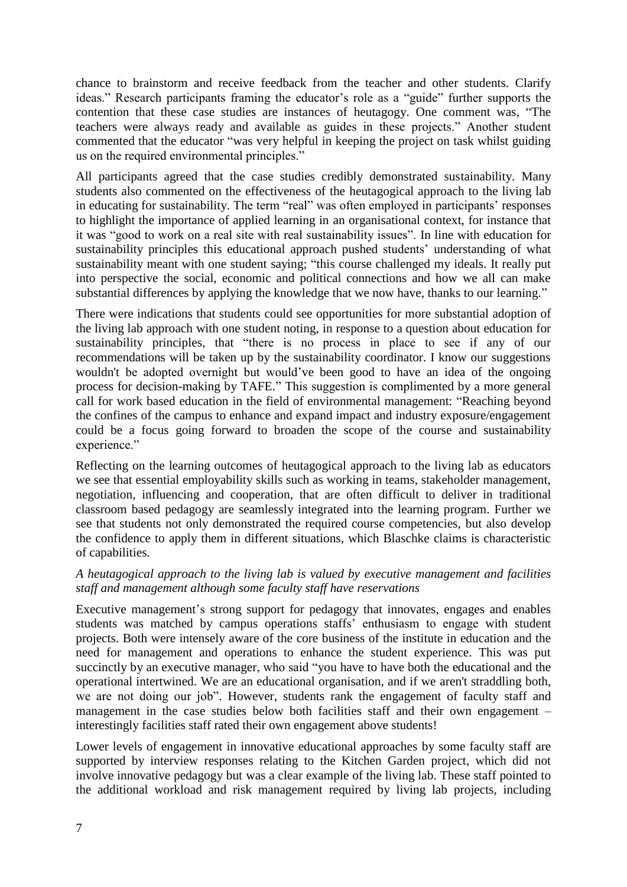chance to brainstorm and receive feedback from the teacher and other students. Clarify ideas." Research participants framing the educator's role as a "guide" further supports the contention that these case studies are instances of heutagogy. One comment was, "The teachers were always ready and available as guides in these projects." Another student commented that the educator "was very helpful in keeping the project on task whilst guiding us on the required environmental principles."

All participants agreed that the case studies credibly demonstrated sustainability. Many students also commented on the effectiveness of the heutagogical approach to the living lab in educating for sustainability. The term "real" was often employed in participants' responses to highlight the importance of applied learning in an organisational context, for instance that it was "good to work on a real site with real sustainability issues". In line with education for sustainability principles this educational approach pushed students' understanding of what sustainability meant with one student saying; "this course challenged my ideals. It really put into perspective the social, economic and political connections and how we all can make substantial differences by applying the knowledge that we now have, thanks to our learning."

There were indications that students could see opportunities for more substantial adoption of the living lab approach with one student noting, in response to a question about education for sustainability principles, that "there is no process in place to see if any of our recommendations will be taken up by the sustainability coordinator. I know our suggestions wouldn't be adopted overnight but would've been good to have an idea of the ongoing process for decision-making by TAFE." This suggestion is complimented by a more general call for work based education in the field of environmental management: "Reaching beyond the confines of the campus to enhance and expand impact and industry exposure/engagement could be a focus going forward to broaden the scope of the course and sustainability experience."

Reflecting on the learning outcomes of heutagogical approach to the living lab as educators we see that essential employability skills such as working in teams, stakeholder management, negotiation, influencing and cooperation, that are often difficult to deliver in traditional classroom based pedagogy are seamlessly integrated into the learning program. Further we see that students not only demonstrated the required course competencies, but also develop the confidence to apply them in different situations, which Blaschke claims is characteristic of capabilities.

*A heutagogical approach to the living lab is valued by executive management and facilities staff and management although some faculty staff have reservations*

Executive management's strong support for pedagogy that innovates, engages and enables students was matched by campus operations staffs' enthusiasm to engage with student projects. Both were intensely aware of the core business of the institute in education and the need for management and operations to enhance the student experience. This was put succinctly by an executive manager, who said "you have to have both the educational and the operational intertwined. We are an educational organisation, and if we aren't straddling both, we are not doing our job". However, students rank the engagement of faculty staff and management in the case studies below both facilities staff and their own engagement – interestingly facilities staff rated their own engagement above students!

Lower levels of engagement in innovative educational approaches by some faculty staff are supported by interview responses relating to the Kitchen Garden project, which did not involve innovative pedagogy but was a clear example of the living lab. These staff pointed to the additional workload and risk management required by living lab projects, including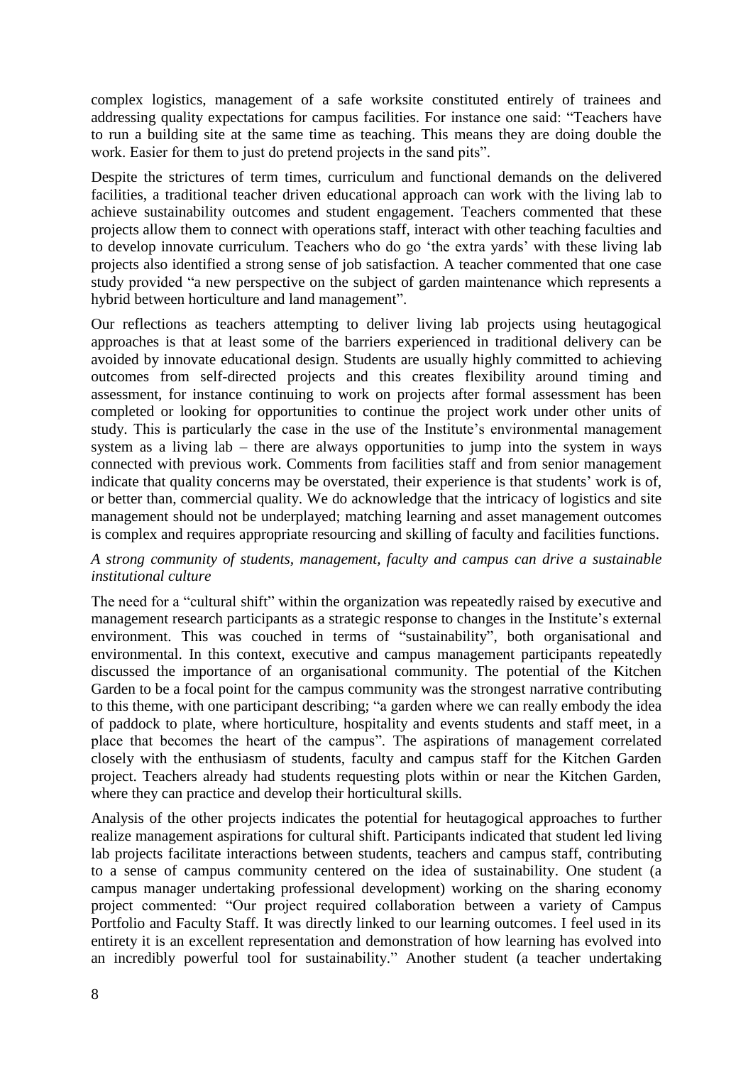complex logistics, management of a safe worksite constituted entirely of trainees and addressing quality expectations for campus facilities. For instance one said: "Teachers have to run a building site at the same time as teaching. This means they are doing double the work. Easier for them to just do pretend projects in the sand pits".

Despite the strictures of term times, curriculum and functional demands on the delivered facilities, a traditional teacher driven educational approach can work with the living lab to achieve sustainability outcomes and student engagement. Teachers commented that these projects allow them to connect with operations staff, interact with other teaching faculties and to develop innovate curriculum. Teachers who do go 'the extra yards' with these living lab projects also identified a strong sense of job satisfaction. A teacher commented that one case study provided "a new perspective on the subject of garden maintenance which represents a hybrid between horticulture and land management".

Our reflections as teachers attempting to deliver living lab projects using heutagogical approaches is that at least some of the barriers experienced in traditional delivery can be avoided by innovate educational design. Students are usually highly committed to achieving outcomes from self-directed projects and this creates flexibility around timing and assessment, for instance continuing to work on projects after formal assessment has been completed or looking for opportunities to continue the project work under other units of study. This is particularly the case in the use of the Institute's environmental management system as a living lab – there are always opportunities to jump into the system in ways connected with previous work. Comments from facilities staff and from senior management indicate that quality concerns may be overstated, their experience is that students' work is of, or better than, commercial quality. We do acknowledge that the intricacy of logistics and site management should not be underplayed; matching learning and asset management outcomes is complex and requires appropriate resourcing and skilling of faculty and facilities functions.

*A strong community of students, management, faculty and campus can drive a sustainable institutional culture*

The need for a "cultural shift" within the organization was repeatedly raised by executive and management research participants as a strategic response to changes in the Institute's external environment. This was couched in terms of "sustainability", both organisational and environmental. In this context, executive and campus management participants repeatedly discussed the importance of an organisational community. The potential of the Kitchen Garden to be a focal point for the campus community was the strongest narrative contributing to this theme, with one participant describing; "a garden where we can really embody the idea of paddock to plate, where horticulture, hospitality and events students and staff meet, in a place that becomes the heart of the campus". The aspirations of management correlated closely with the enthusiasm of students, faculty and campus staff for the Kitchen Garden project. Teachers already had students requesting plots within or near the Kitchen Garden, where they can practice and develop their horticultural skills.

Analysis of the other projects indicates the potential for heutagogical approaches to further realize management aspirations for cultural shift. Participants indicated that student led living lab projects facilitate interactions between students, teachers and campus staff, contributing to a sense of campus community centered on the idea of sustainability. One student (a campus manager undertaking professional development) working on the sharing economy project commented: "Our project required collaboration between a variety of Campus Portfolio and Faculty Staff. It was directly linked to our learning outcomes. I feel used in its entirety it is an excellent representation and demonstration of how learning has evolved into an incredibly powerful tool for sustainability." Another student (a teacher undertaking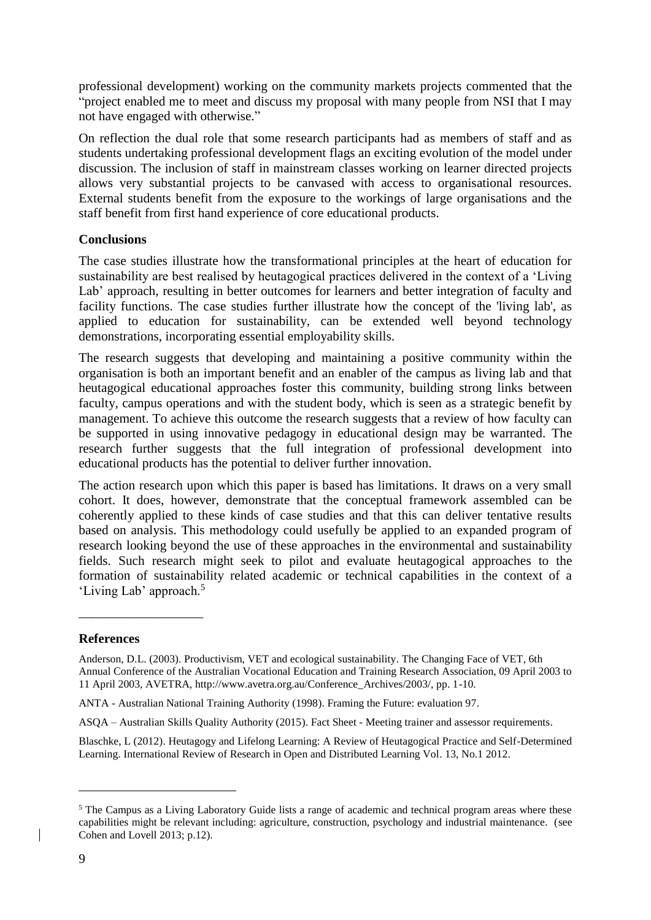professional development) working on the community markets projects commented that the "project enabled me to meet and discuss my proposal with many people from NSI that I may not have engaged with otherwise."

On reflection the dual role that some research participants had as members of staff and as students undertaking professional development flags an exciting evolution of the model under discussion. The inclusion of staff in mainstream classes working on learner directed projects allows very substantial projects to be canvased with access to organisational resources. External students benefit from the exposure to the workings of large organisations and the staff benefit from first hand experience of core educational products.

## Conclusions

The case studies illustrate how the transformational principles at the heart of education for sustainability are best realised by heutagogical practices delivered in the context of a 'Living Lab' approach, resulting in better outcomes for learners and better integration of faculty and facility functions. The case studies further illustrate how the concept of the 'living lab', as applied to education for sustainability, can be extended well beyond technology demonstrations, incorporating essential employability skills.

The research suggests that developing and maintaining a positive community within the organisation is both an important benefit and an enabler of the campus as living lab and that heutagogical educational approaches foster this community, building strong links between faculty, campus operations and with the student body, which is seen as a strategic benefit by management. To achieve this outcome the research suggests that a review of how faculty can be supported in using innovative pedagogy in educational design may be warranted. The research further suggests that the full integration of professional development into educational products has the potential to deliver further innovation.

The action research upon which this paper is based has limitations. It draws on a very small cohort. It does, however, demonstrate that the conceptual framework assembled can be coherently applied to these kinds of case studies and that this can deliver tentative results based on analysis. This methodology could usefully be applied to an expanded program of research looking beyond the use of these approaches in the environmental and sustainability fields. Such research might seek to pilot and evaluate heutagogical approaches to the formation of sustainability related academic or technical capabilities in the context of a 'Living Lab' approach.[5]

## References

Anderson, D.L. (2003). Productivism, VET and ecological sustainability. The Changing Face of VET, 6th Annual Conference of the Australian Vocational Education and Training Research Association, 09 April 2003 to 11 April 2003, AVETRA, http://www.avetra.org.au/Conference_Archives/2003/, pp. 1-10.

ANTA - Australian National Training Authority (1998). Framing the Future: evaluation 97.

ASQA – Australian Skills Quality Authority (2015). Fact Sheet - Meeting trainer and assessor requirements.

Blaschke, L (2012). Heutagogy and Lifelong Learning: A Review of Heutagogical Practice and Self-Determined Learning. International Review of Research in Open and Distributed Learning Vol. 13, No.1 2012.

[5] The Campus as a Living Laboratory Guide lists a range of academic and technical program areas where these capabilities might be relevant including: agriculture, construction, psychology and industrial maintenance. (see Cohen and Lovell 2013; p.12).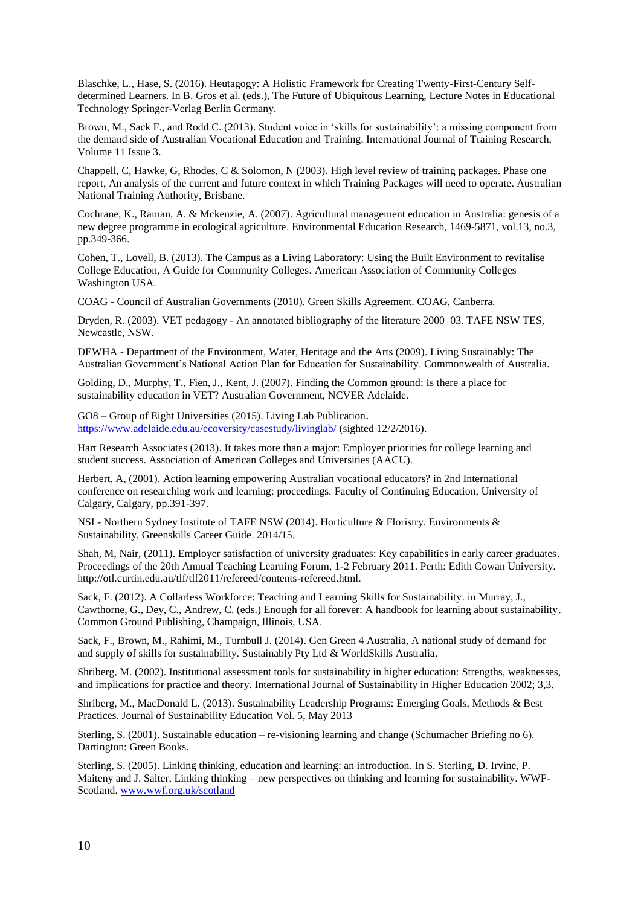Blaschke, L., Hase, S. (2016). Heutagogy: A Holistic Framework for Creating Twenty-First-Century Self-determined Learners. In B. Gros et al. (eds.), The Future of Ubiquitous Learning, Lecture Notes in Educational Technology Springer-Verlag Berlin Germany.

Brown, M., Sack F., and Rodd C. (2013). Student voice in 'skills for sustainability': a missing component from the demand side of Australian Vocational Education and Training. International Journal of Training Research, Volume 11 Issue 3.

Chappell, C, Hawke, G, Rhodes, C & Solomon, N (2003). High level review of training packages. Phase one report, An analysis of the current and future context in which Training Packages will need to operate. Australian National Training Authority, Brisbane.

Cochrane, K., Raman, A. & Mckenzie, A. (2007). Agricultural management education in Australia: genesis of a new degree programme in ecological agriculture. Environmental Education Research, 1469-5871, vol.13, no.3, pp.349-366.

Cohen, T., Lovell, B. (2013). The Campus as a Living Laboratory: Using the Built Environment to revitalise College Education, A Guide for Community Colleges. American Association of Community Colleges Washington USA.

COAG - Council of Australian Governments (2010). Green Skills Agreement. COAG, Canberra.

Dryden, R. (2003). VET pedagogy - An annotated bibliography of the literature 2000–03. TAFE NSW TES, Newcastle, NSW.

DEWHA - Department of the Environment, Water, Heritage and the Arts (2009). Living Sustainably: The Australian Government's National Action Plan for Education for Sustainability. Commonwealth of Australia.

Golding, D., Murphy, T., Fien, J., Kent, J. (2007). Finding the Common ground: Is there a place for sustainability education in VET? Australian Government, NCVER Adelaide.

GO8 – Group of Eight Universities (2015). Living Lab Publication. https://www.adelaide.edu.au/ecoversity/casestudy/livinglab/ (sighted 12/2/2016).

Hart Research Associates (2013). It takes more than a major: Employer priorities for college learning and student success. Association of American Colleges and Universities (AACU).

Herbert, A, (2001). Action learning empowering Australian vocational educators? in 2nd International conference on researching work and learning: proceedings. Faculty of Continuing Education, University of Calgary, Calgary, pp.391-397.

NSI - Northern Sydney Institute of TAFE NSW (2014). Horticulture & Floristry. Environments & Sustainability, Greenskills Career Guide. 2014/15.

Shah, M, Nair, (2011). Employer satisfaction of university graduates: Key capabilities in early career graduates. Proceedings of the 20th Annual Teaching Learning Forum, 1-2 February 2011. Perth: Edith Cowan University. http://otl.curtin.edu.au/tlf/tlf2011/refereed/contents-refereed.html.

Sack, F. (2012). A Collarless Workforce: Teaching and Learning Skills for Sustainability. in Murray, J., Cawthorne, G., Dey, C., Andrew, C. (eds.) Enough for all forever: A handbook for learning about sustainability. Common Ground Publishing, Champaign, Illinois, USA.

Sack, F., Brown, M., Rahimi, M., Turnbull J. (2014). Gen Green 4 Australia, A national study of demand for and supply of skills for sustainability. Sustainably Pty Ltd & WorldSkills Australia.

Shriberg, M. (2002). Institutional assessment tools for sustainability in higher education: Strengths, weaknesses, and implications for practice and theory. International Journal of Sustainability in Higher Education 2002; 3,3.

Shriberg, M., MacDonald L. (2013). Sustainability Leadership Programs: Emerging Goals, Methods & Best Practices. Journal of Sustainability Education Vol. 5, May 2013

Sterling, S. (2001). Sustainable education – re-visioning learning and change (Schumacher Briefing no 6). Dartington: Green Books.

Sterling, S. (2005). Linking thinking, education and learning: an introduction. In S. Sterling, D. Irvine, P. Maiteny and J. Salter, Linking thinking – new perspectives on thinking and learning for sustainability. WWF-Scotland. www.wwf.org.uk/scotland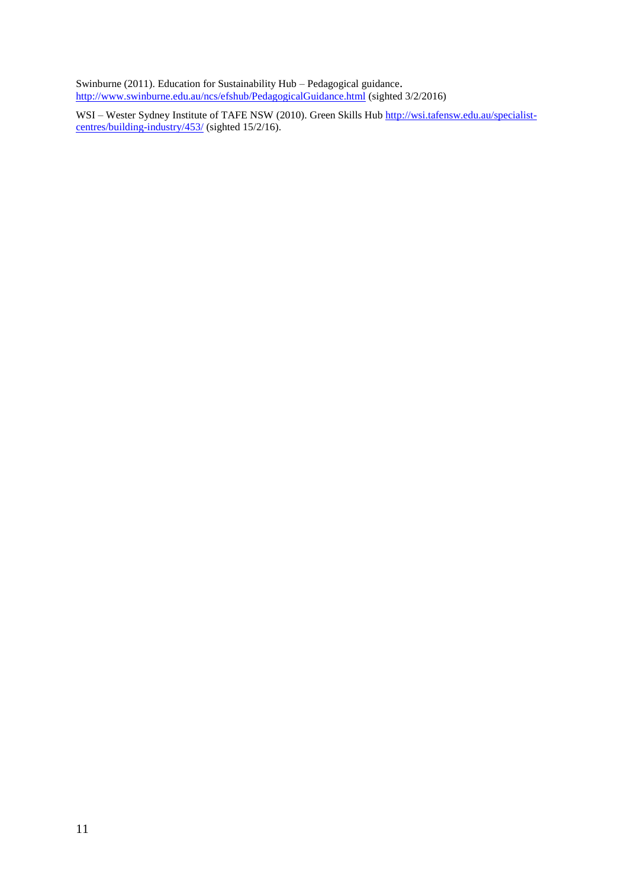Swinburne (2011). Education for Sustainability Hub – Pedagogical guidance. http://www.swinburne.edu.au/ncs/efshub/PedagogicalGuidance.html (sighted 3/2/2016)

WSI – Wester Sydney Institute of TAFE NSW (2010). Green Skills Hub http://wsi.tafensw.edu.au/specialist-centres/building-industry/453/ (sighted 15/2/16).